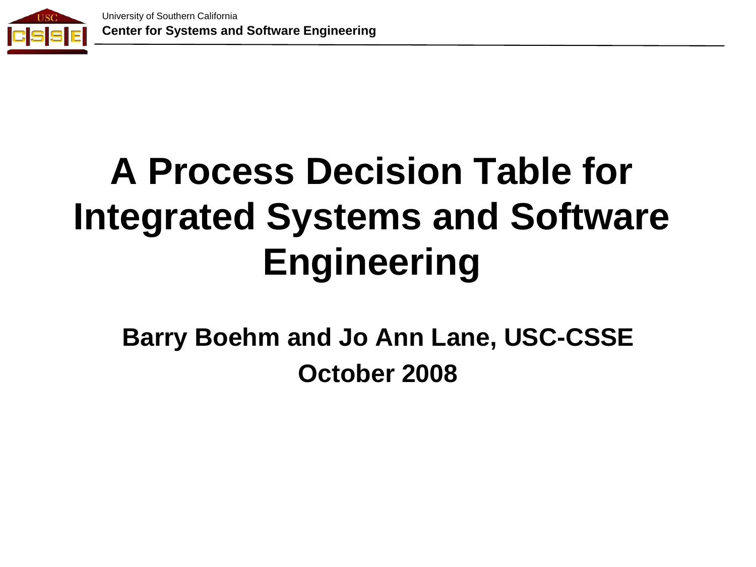# A Process Decision Table for Integrated Systems and Software Engineering

**Barry Boehm and Jo Ann Lane, USC-CSSE**

**October 2008**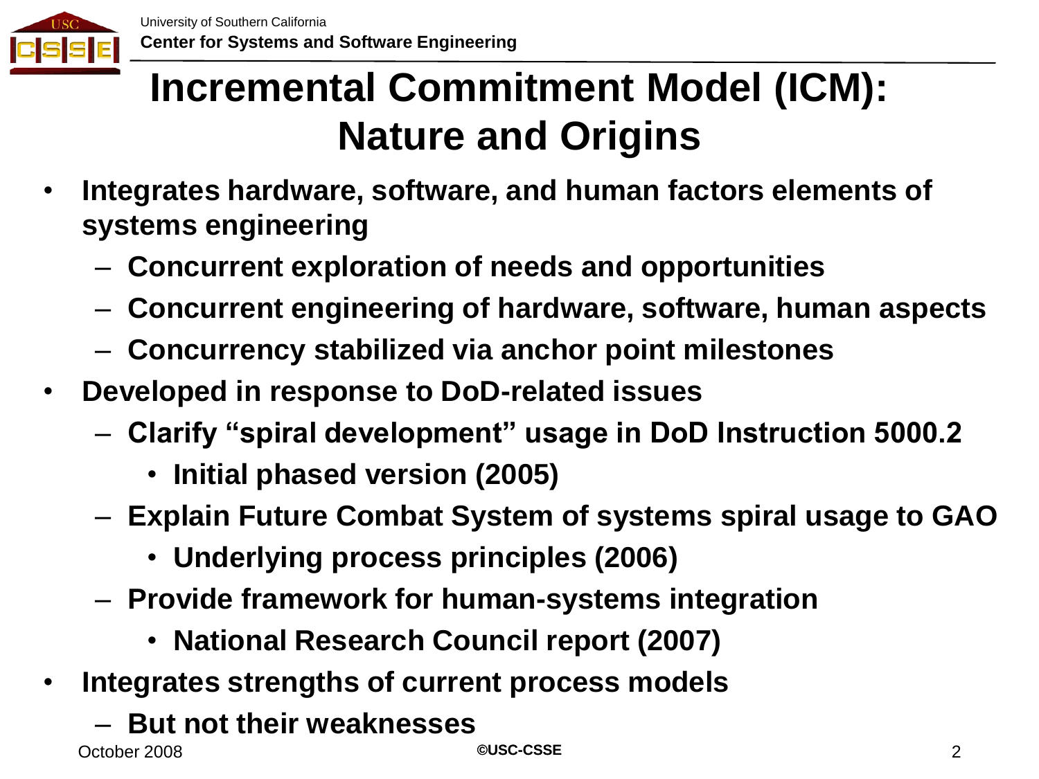# Incremental Commitment Model (ICM): Nature and Origins

- Integrates hardware, software, and human factors elements of systems engineering
  - Concurrent exploration of needs and opportunities
  - Concurrent engineering of hardware, software, human aspects
  - Concurrency stabilized via anchor point milestones
- Developed in response to DoD-related issues
  - Clarify "spiral development" usage in DoD Instruction 5000.2
    - Initial phased version (2005)
  - Explain Future Combat System of systems spiral usage to GAO
    - Underlying process principles (2006)
  - Provide framework for human-systems integration
    - National Research Council report (2007)
- Integrates strengths of current process models
  - But not their weaknesses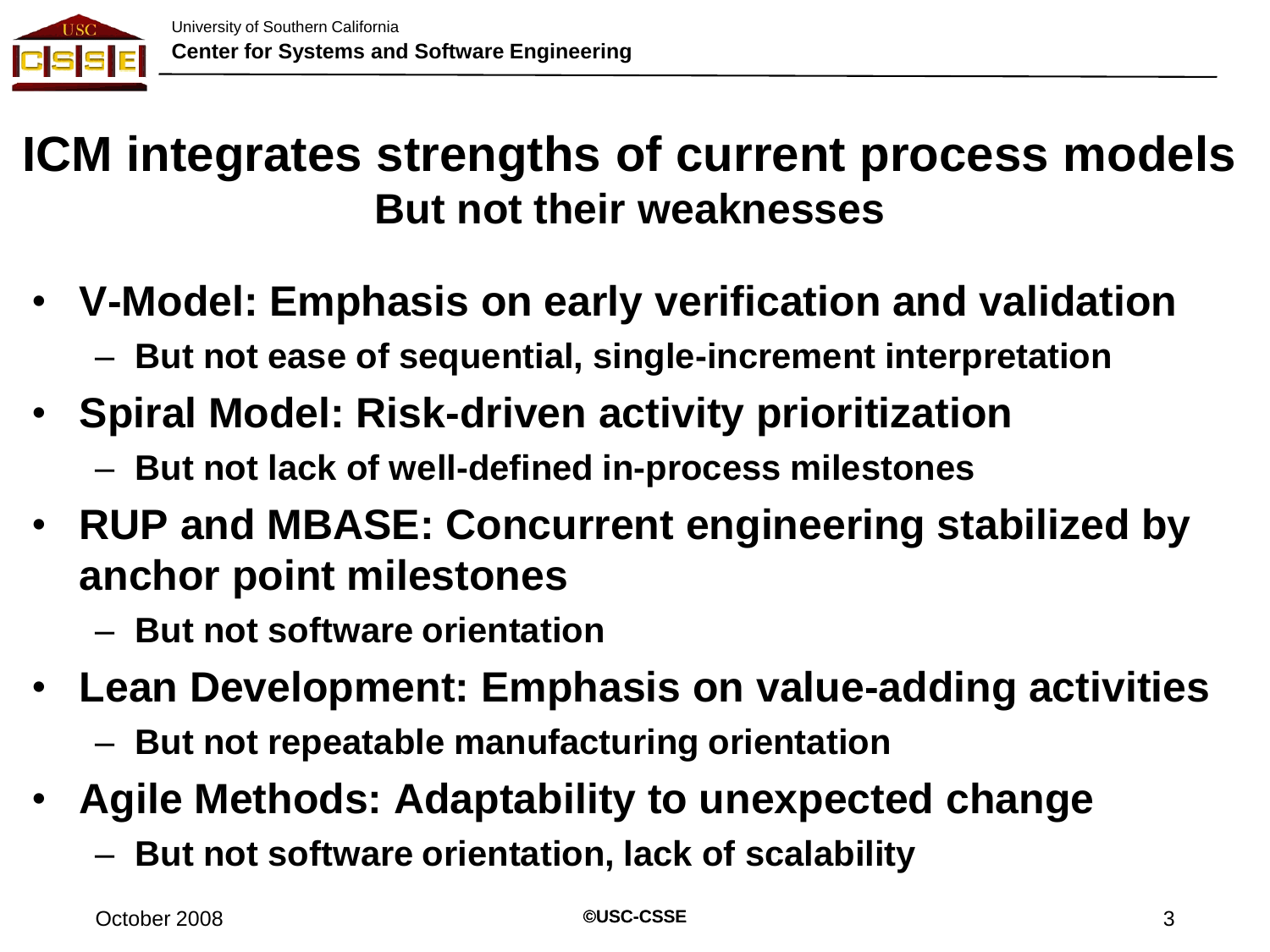# ICM integrates strengths of current process models

## But not their weaknesses

- **V-Model: Emphasis on early verification and validation**
  - **But not ease of sequential, single-increment interpretation**
- **Spiral Model: Risk-driven activity prioritization**
  - **But not lack of well-defined in-process milestones**
- **RUP and MBASE: Concurrent engineering stabilized by anchor point milestones**
  - **But not software orientation**
- **Lean Development: Emphasis on value-adding activities**
  - **But not repeatable manufacturing orientation**
- **Agile Methods: Adaptability to unexpected change**
  - **But not software orientation, lack of scalability**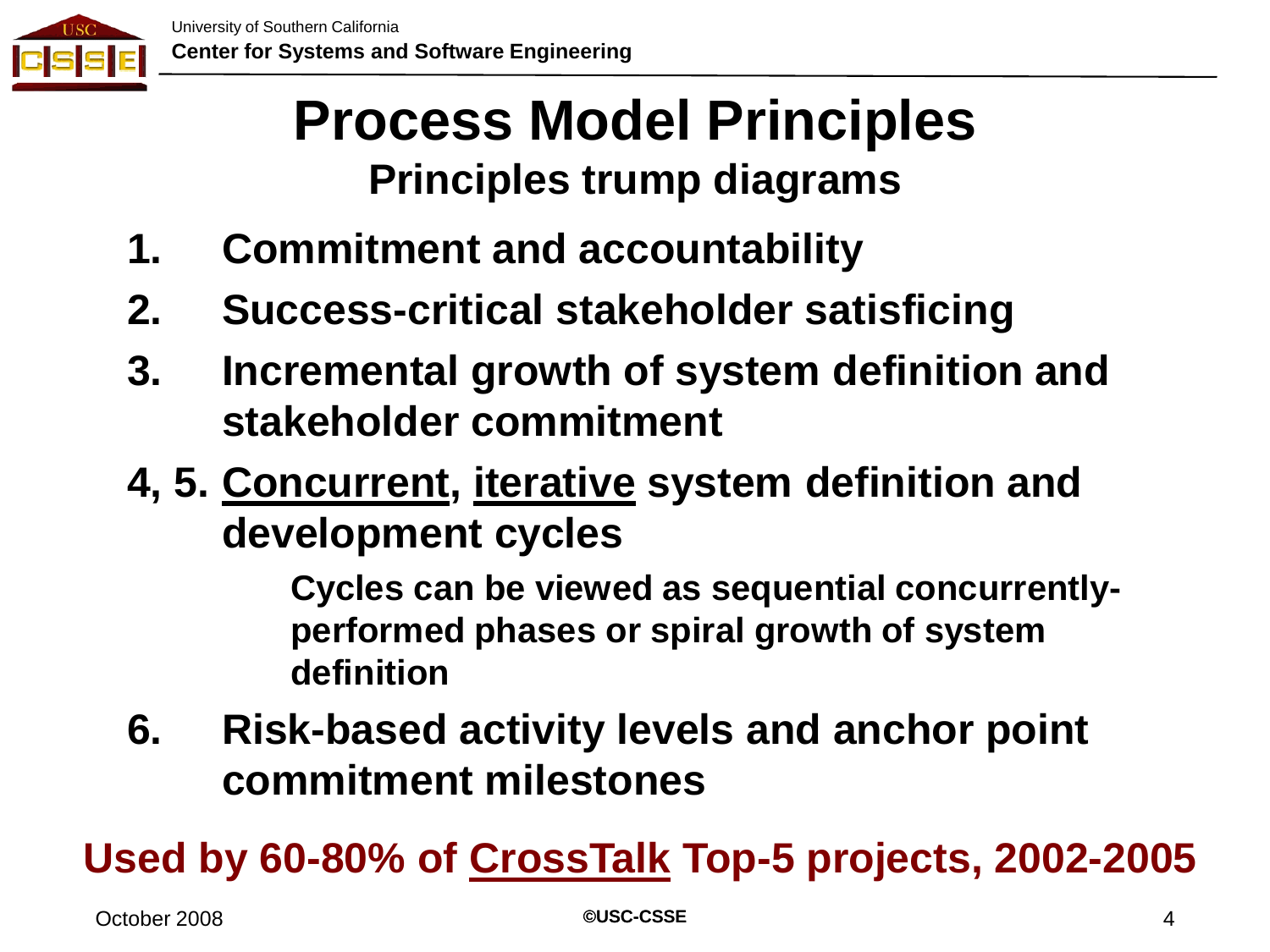# Process Model Principles

## Principles trump diagrams

1. **Commitment and accountability**
2. **Success-critical stakeholder satisficing**
3. **Incremental growth of system definition and stakeholder commitment**

**4, 5. Concurrent, iterative system definition and development cycles**

> **Cycles can be viewed as sequential concurrently-performed phases or spiral growth of system definition**

6. **Risk-based activity levels and anchor point commitment milestones**

**Used by 60-80% of CrossTalk Top-5 projects, 2002-2005**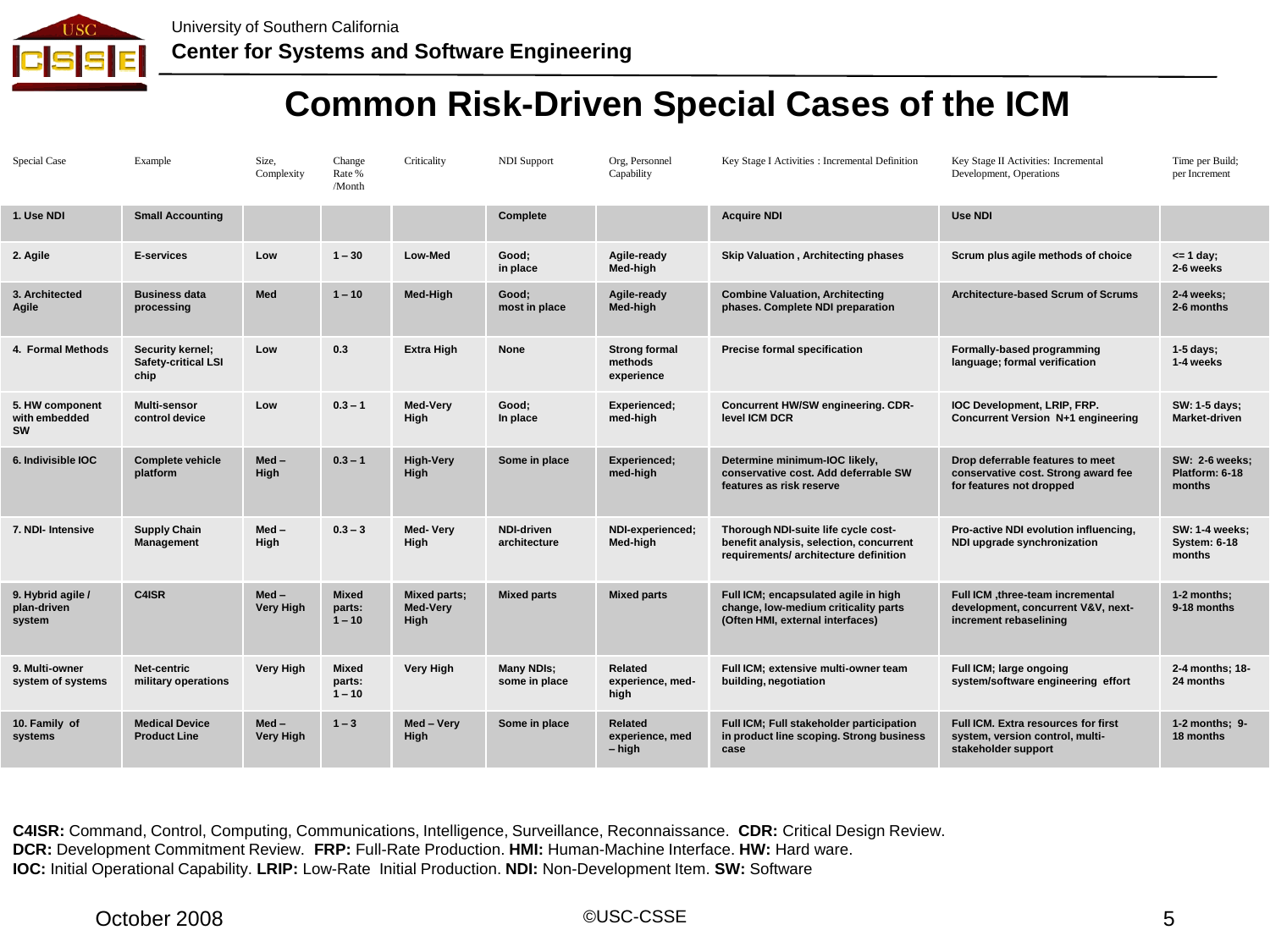# Common Risk-Driven Special Cases of the ICM

| Special Case | Example | Size, Complexity | Change Rate % /Month | Criticality | NDI Support | Org, Personnel Capability | Key Stage I Activities : Incremental Definition | Key Stage II Activities: Incremental Development, Operations | Time per Build; per Increment |
|---|---|---|---|---|---|---|---|---|---|
| **1. Use NDI** | **Small Accounting** | | | | **Complete** | | **Acquire NDI** | **Use NDI** | |
| **2. Agile** | **E-services** | **Low** | **1 – 30** | **Low-Med** | **Good; in place** | **Agile-ready Med-high** | **Skip Valuation , Architecting phases** | **Scrum plus agile methods of choice** | **<= 1 day; 2-6 weeks** |
| **3. Architected Agile** | **Business data processing** | **Med** | **1 – 10** | **Med-High** | **Good; most in place** | **Agile-ready Med-high** | **Combine Valuation, Architecting phases. Complete NDI preparation** | **Architecture-based Scrum of Scrums** | **2-4 weeks; 2-6 months** |
| **4. Formal Methods** | **Security kernel; Safety-critical LSI chip** | **Low** | **0.3** | **Extra High** | **None** | **Strong formal methods experience** | **Precise formal specification** | **Formally-based programming language; formal verification** | **1-5 days; 1-4 weeks** |
| **5. HW component with embedded SW** | **Multi-sensor control device** | **Low** | **0.3 – 1** | **Med-Very High** | **Good; In place** | **Experienced; med-high** | **Concurrent HW/SW engineering. CDR-level ICM DCR** | **IOC Development, LRIP, FRP. Concurrent Version N+1 engineering** | **SW: 1-5 days; Market-driven** |
| **6. Indivisible IOC** | **Complete vehicle platform** | **Med – High** | **0.3 – 1** | **High-Very High** | **Some in place** | **Experienced; med-high** | **Determine minimum-IOC likely, conservative cost. Add deferrable SW features as risk reserve** | **Drop deferrable features to meet conservative cost. Strong award fee for features not dropped** | **SW: 2-6 weeks; Platform: 6-18 months** |
| **7. NDI- Intensive** | **Supply Chain Management** | **Med – High** | **0.3 – 3** | **Med- Very High** | **NDI-driven architecture** | **NDI-experienced; Med-high** | **Thorough NDI-suite life cycle cost-benefit analysis, selection, concurrent requirements/ architecture definition** | **Pro-active NDI evolution influencing, NDI upgrade synchronization** | **SW: 1-4 weeks; System: 6-18 months** |
| **9. Hybrid agile / plan-driven system** | **C4ISR** | **Med – Very High** | **Mixed parts: 1 – 10** | **Mixed parts; Med-Very High** | **Mixed parts** | **Mixed parts** | **Full ICM; encapsulated agile in high change, low-medium criticality parts (Often HMI, external interfaces)** | **Full ICM ,three-team incremental development, concurrent V&V, next-increment rebaselining** | **1-2 months; 9-18 months** |
| **9. Multi-owner system of systems** | **Net-centric military operations** | **Very High** | **Mixed parts: 1 – 10** | **Very High** | **Many NDIs; some in place** | **Related experience, med-high** | **Full ICM; extensive multi-owner team building, negotiation** | **Full ICM; large ongoing system/software engineering effort** | **2-4 months; 18-24 months** |
| **10. Family of systems** | **Medical Device Product Line** | **Med – Very High** | **1 – 3** | **Med – Very High** | **Some in place** | **Related experience, med – high** | **Full ICM; Full stakeholder participation in product line scoping. Strong business case** | **Full ICM. Extra resources for first system, version control, multi-stakeholder support** | **1-2 months; 9-18 months** |

**C4ISR:** Command, Control, Computing, Communications, Intelligence, Surveillance, Reconnaissance. **CDR:** Critical Design Review.
**DCR:** Development Commitment Review. **FRP:** Full-Rate Production. **HMI:** Human-Machine Interface. **HW:** Hard ware.
**IOC:** Initial Operational Capability. **LRIP:** Low-Rate Initial Production. **NDI:** Non-Development Item. **SW:** Software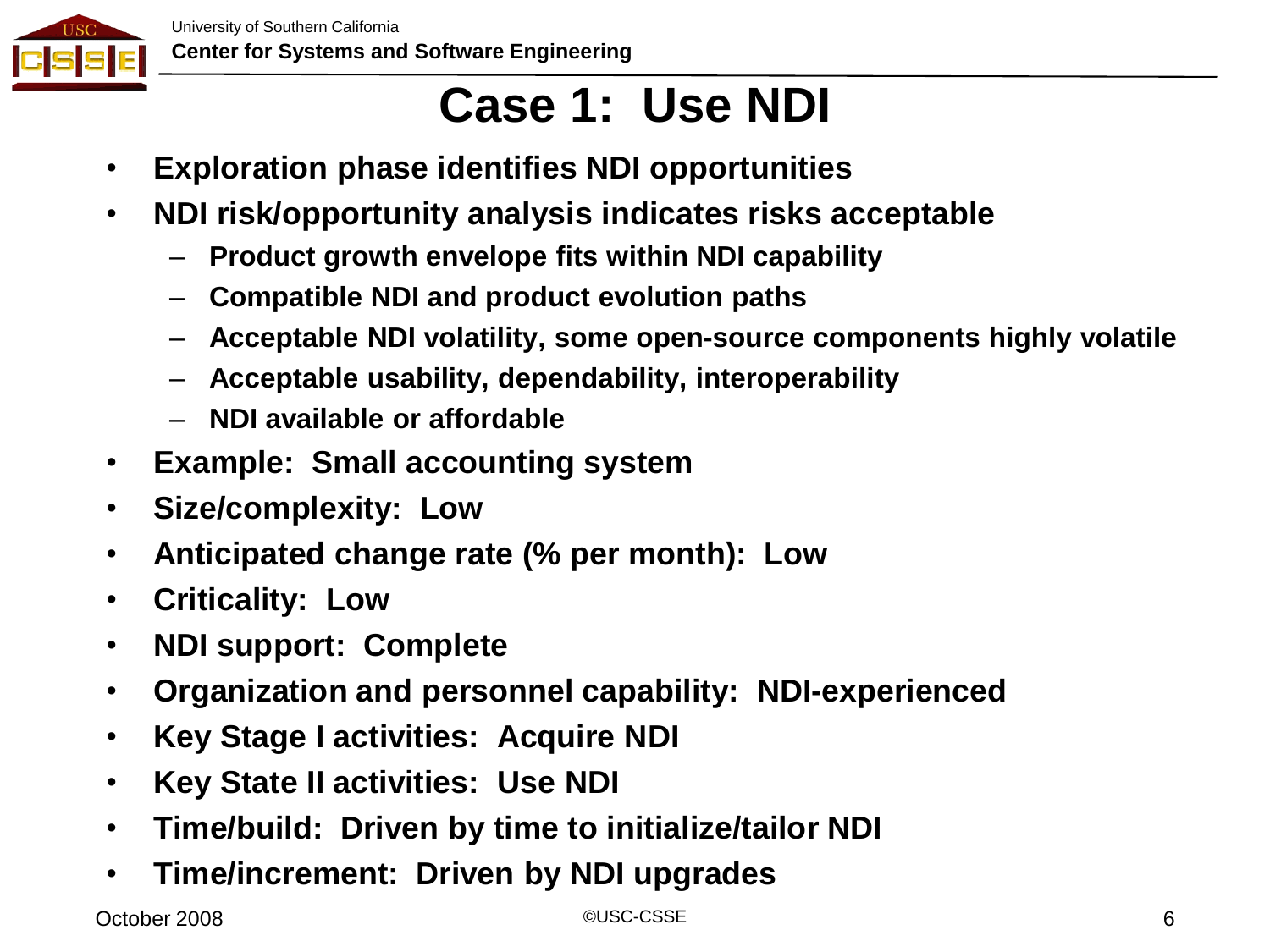# Case 1: Use NDI

- **Exploration phase identifies NDI opportunities**
- **NDI risk/opportunity analysis indicates risks acceptable**
  - **Product growth envelope fits within NDI capability**
  - **Compatible NDI and product evolution paths**
  - **Acceptable NDI volatility, some open-source components highly volatile**
  - **Acceptable usability, dependability, interoperability**
  - **NDI available or affordable**
- **Example: Small accounting system**
- **Size/complexity: Low**
- **Anticipated change rate (% per month): Low**
- **Criticality: Low**
- **NDI support: Complete**
- **Organization and personnel capability: NDI-experienced**
- **Key Stage I activities: Acquire NDI**
- **Key State II activities: Use NDI**
- **Time/build: Driven by time to initialize/tailor NDI**
- **Time/increment: Driven by NDI upgrades**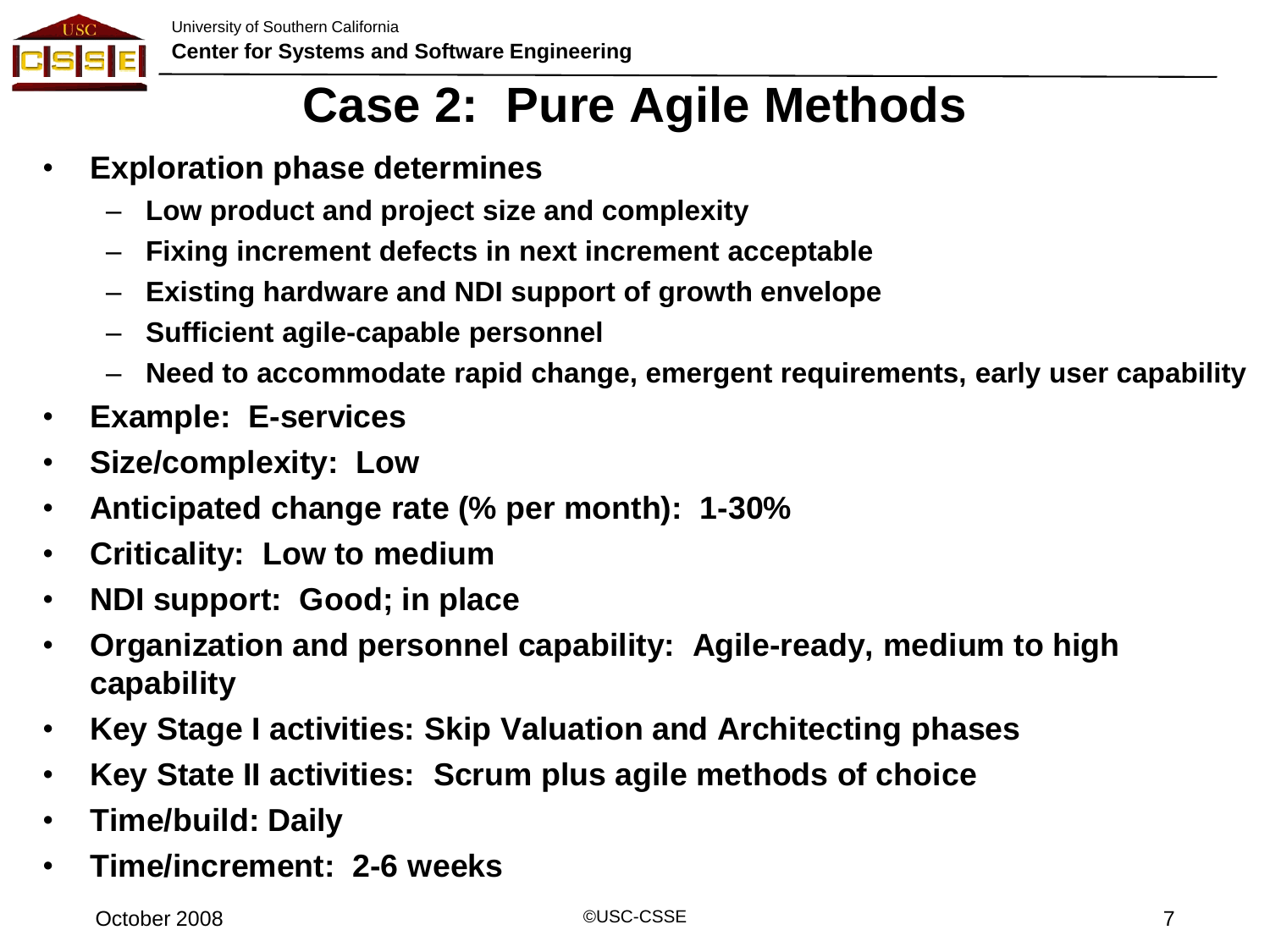# Case 2: Pure Agile Methods

- **Exploration phase determines**
  - **Low product and project size and complexity**
  - **Fixing increment defects in next increment acceptable**
  - **Existing hardware and NDI support of growth envelope**
  - **Sufficient agile-capable personnel**
  - **Need to accommodate rapid change, emergent requirements, early user capability**
- **Example: E-services**
- **Size/complexity: Low**
- **Anticipated change rate (% per month): 1-30%**
- **Criticality: Low to medium**
- **NDI support: Good; in place**
- **Organization and personnel capability: Agile-ready, medium to high capability**
- **Key Stage I activities: Skip Valuation and Architecting phases**
- **Key State II activities: Scrum plus agile methods of choice**
- **Time/build: Daily**
- **Time/increment: 2-6 weeks**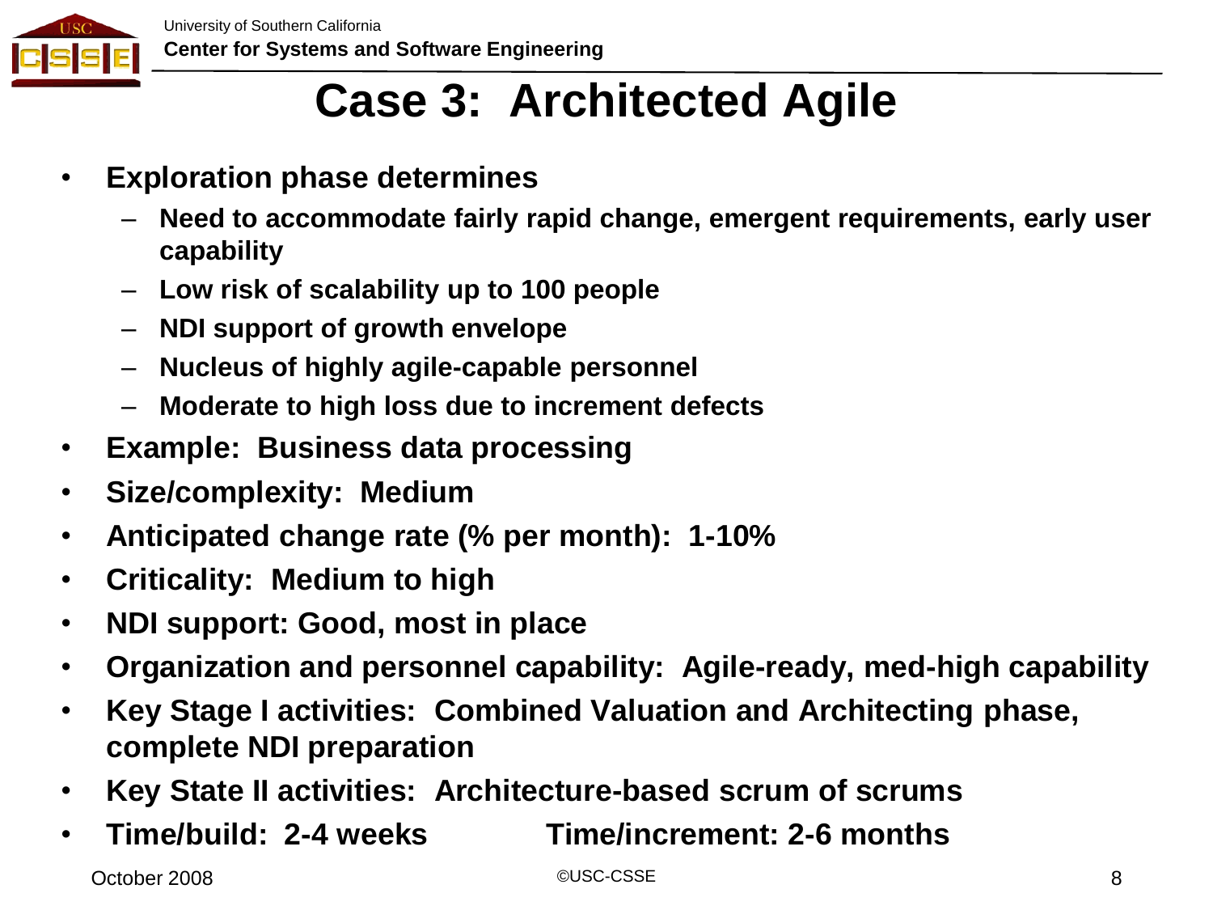# Case 3: Architected Agile

- **Exploration phase determines**
  - **Need to accommodate fairly rapid change, emergent requirements, early user capability**
  - **Low risk of scalability up to 100 people**
  - **NDI support of growth envelope**
  - **Nucleus of highly agile-capable personnel**
  - **Moderate to high loss due to increment defects**
- **Example: Business data processing**
- **Size/complexity: Medium**
- **Anticipated change rate (% per month): 1-10%**
- **Criticality: Medium to high**
- **NDI support: Good, most in place**
- **Organization and personnel capability: Agile-ready, med-high capability**
- **Key Stage I activities: Combined Valuation and Architecting phase, complete NDI preparation**
- **Key State II activities: Architecture-based scrum of scrums**
- **Time/build: 2-4 weeks Time/increment: 2-6 months**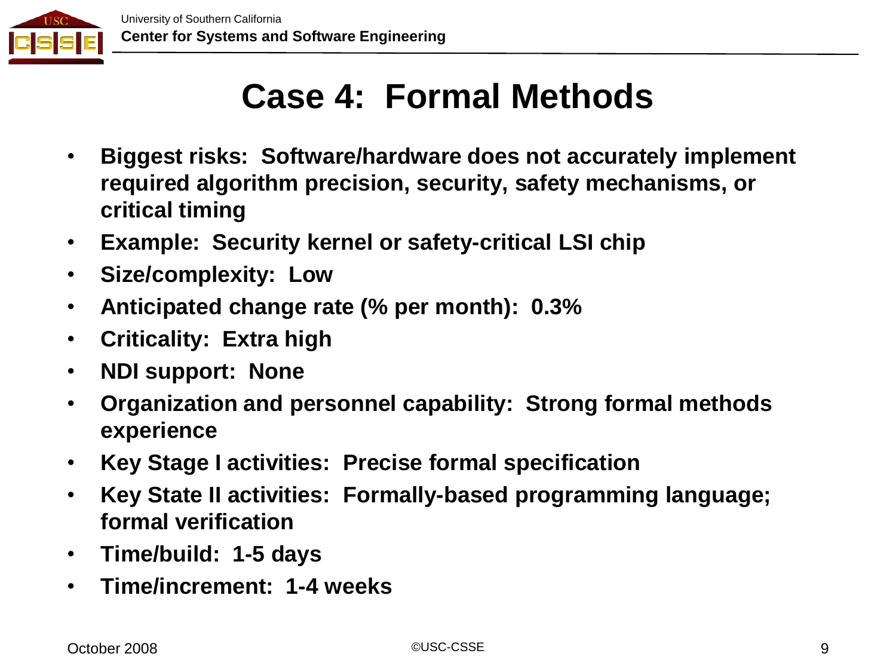# Case 4: Formal Methods

- **Biggest risks: Software/hardware does not accurately implement required algorithm precision, security, safety mechanisms, or critical timing**
- **Example: Security kernel or safety-critical LSI chip**
- **Size/complexity: Low**
- **Anticipated change rate (% per month): 0.3%**
- **Criticality: Extra high**
- **NDI support: None**
- **Organization and personnel capability: Strong formal methods experience**
- **Key Stage I activities: Precise formal specification**
- **Key State II activities: Formally-based programming language; formal verification**
- **Time/build: 1-5 days**
- **Time/increment: 1-4 weeks**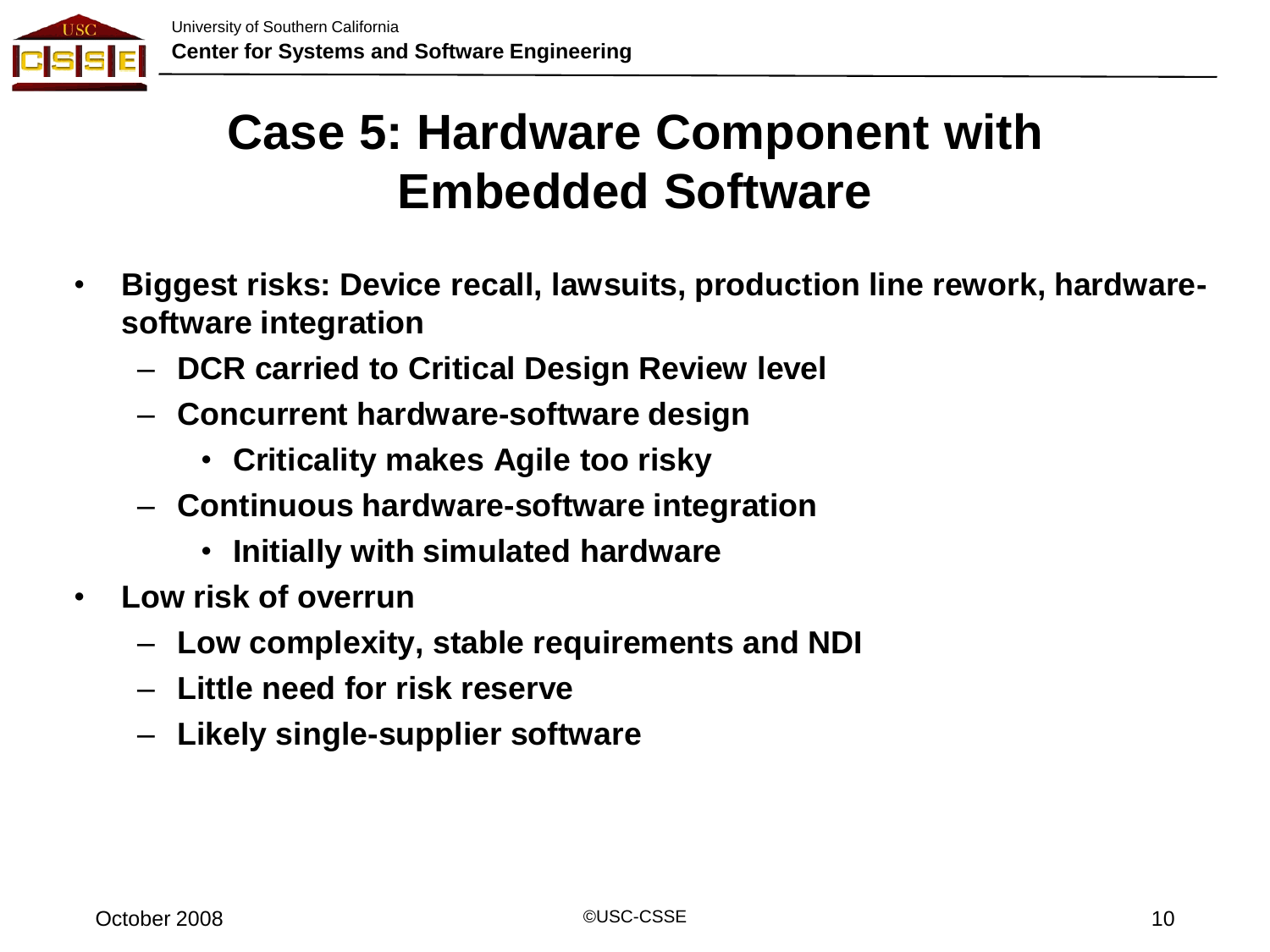# Case 5: Hardware Component with Embedded Software

- Biggest risks: Device recall, lawsuits, production line rework, hardware-software integration
  - DCR carried to Critical Design Review level
  - Concurrent hardware-software design
    - Criticality makes Agile too risky
  - Continuous hardware-software integration
    - Initially with simulated hardware
- Low risk of overrun
  - Low complexity, stable requirements and NDI
  - Little need for risk reserve
  - Likely single-supplier software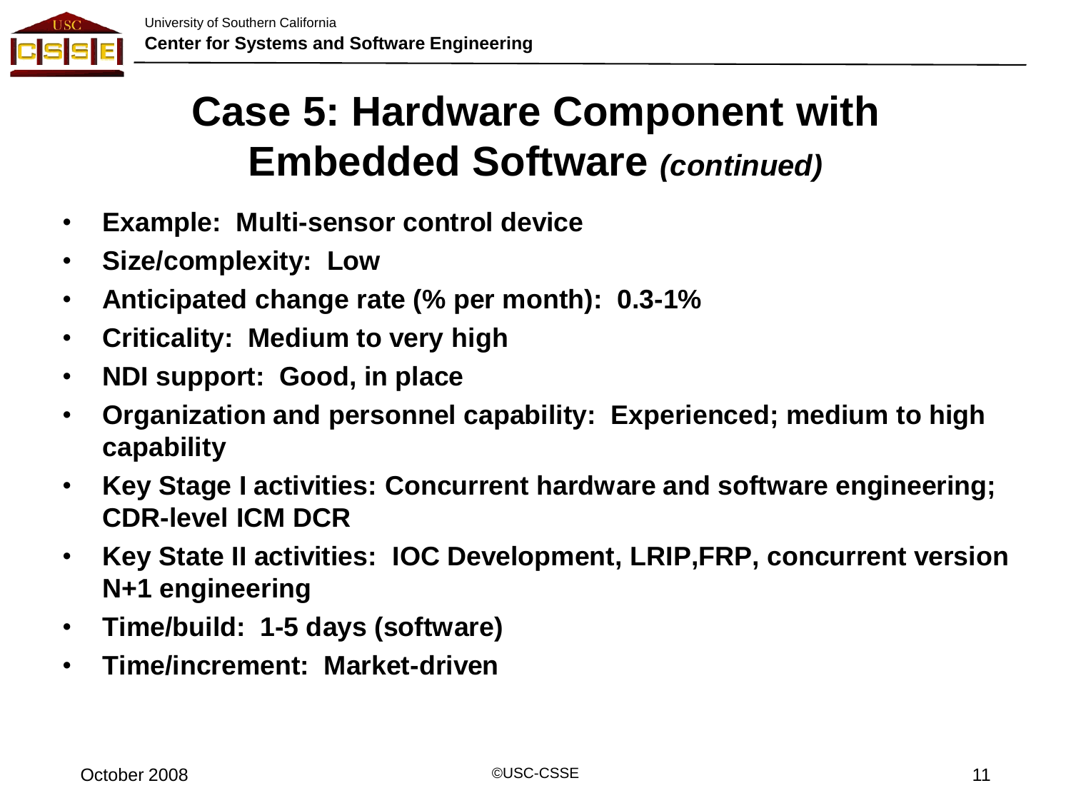# Case 5: Hardware Component with Embedded Software *(continued)*

- **Example: Multi-sensor control device**
- **Size/complexity: Low**
- **Anticipated change rate (% per month): 0.3-1%**
- **Criticality: Medium to very high**
- **NDI support: Good, in place**
- **Organization and personnel capability: Experienced; medium to high capability**
- **Key Stage I activities: Concurrent hardware and software engineering; CDR-level ICM DCR**
- **Key State II activities: IOC Development, LRIP,FRP, concurrent version N+1 engineering**
- **Time/build: 1-5 days (software)**
- **Time/increment: Market-driven**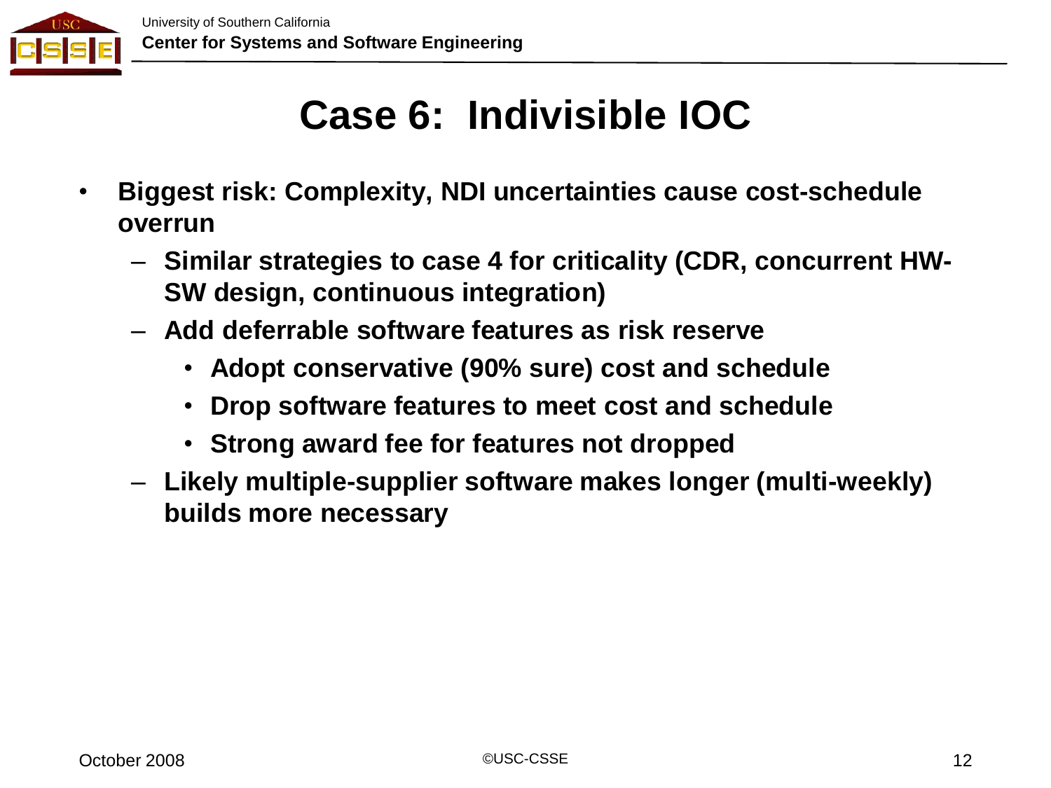# Case 6: Indivisible IOC

- Biggest risk: Complexity, NDI uncertainties cause cost-schedule overrun
  - Similar strategies to case 4 for criticality (CDR, concurrent HW-SW design, continuous integration)
  - Add deferrable software features as risk reserve
    - Adopt conservative (90% sure) cost and schedule
    - Drop software features to meet cost and schedule
    - Strong award fee for features not dropped
  - Likely multiple-supplier software makes longer (multi-weekly) builds more necessary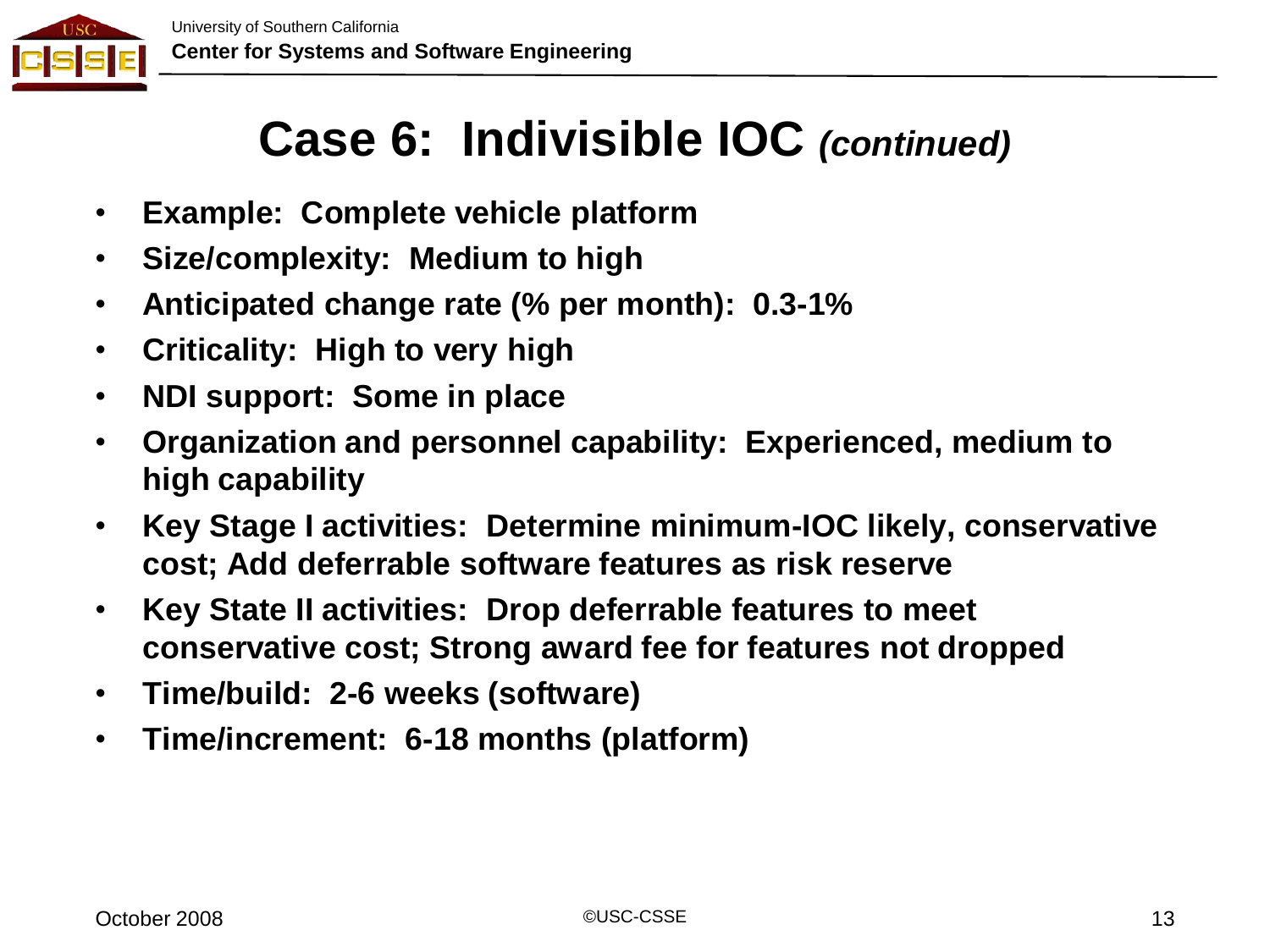# Case 6: Indivisible IOC *(continued)*

- **Example: Complete vehicle platform**
- **Size/complexity: Medium to high**
- **Anticipated change rate (% per month): 0.3-1%**
- **Criticality: High to very high**
- **NDI support: Some in place**
- **Organization and personnel capability: Experienced, medium to high capability**
- **Key Stage I activities: Determine minimum-IOC likely, conservative cost; Add deferrable software features as risk reserve**
- **Key State II activities: Drop deferrable features to meet conservative cost; Strong award fee for features not dropped**
- **Time/build: 2-6 weeks (software)**
- **Time/increment: 6-18 months (platform)**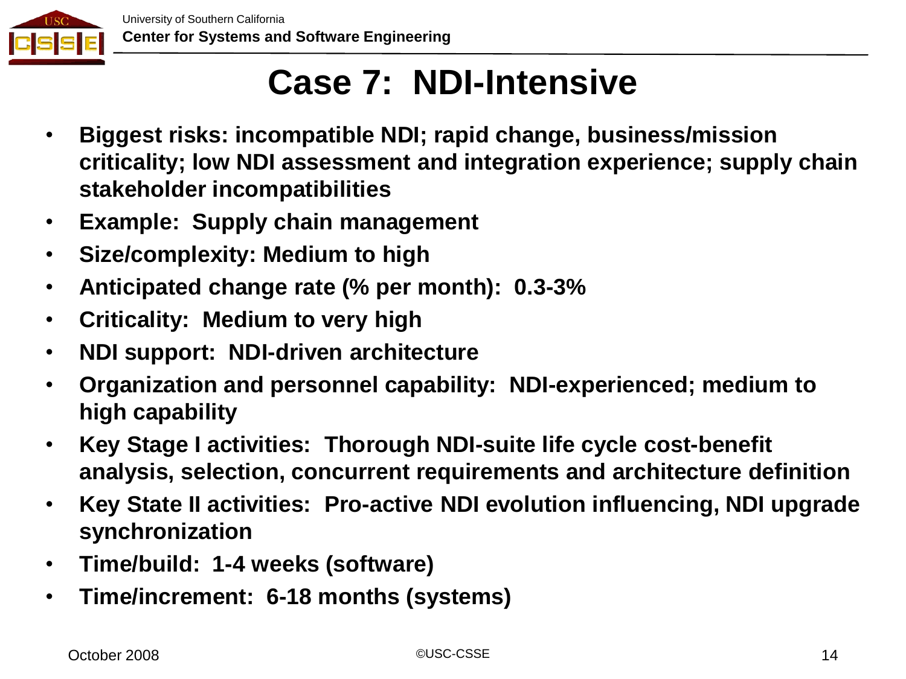# Case 7: NDI-Intensive

- **Biggest risks: incompatible NDI; rapid change, business/mission criticality; low NDI assessment and integration experience; supply chain stakeholder incompatibilities**
- **Example: Supply chain management**
- **Size/complexity: Medium to high**
- **Anticipated change rate (% per month): 0.3-3%**
- **Criticality: Medium to very high**
- **NDI support: NDI-driven architecture**
- **Organization and personnel capability: NDI-experienced; medium to high capability**
- **Key Stage I activities: Thorough NDI-suite life cycle cost-benefit analysis, selection, concurrent requirements and architecture definition**
- **Key State II activities: Pro-active NDI evolution influencing, NDI upgrade synchronization**
- **Time/build: 1-4 weeks (software)**
- **Time/increment: 6-18 months (systems)**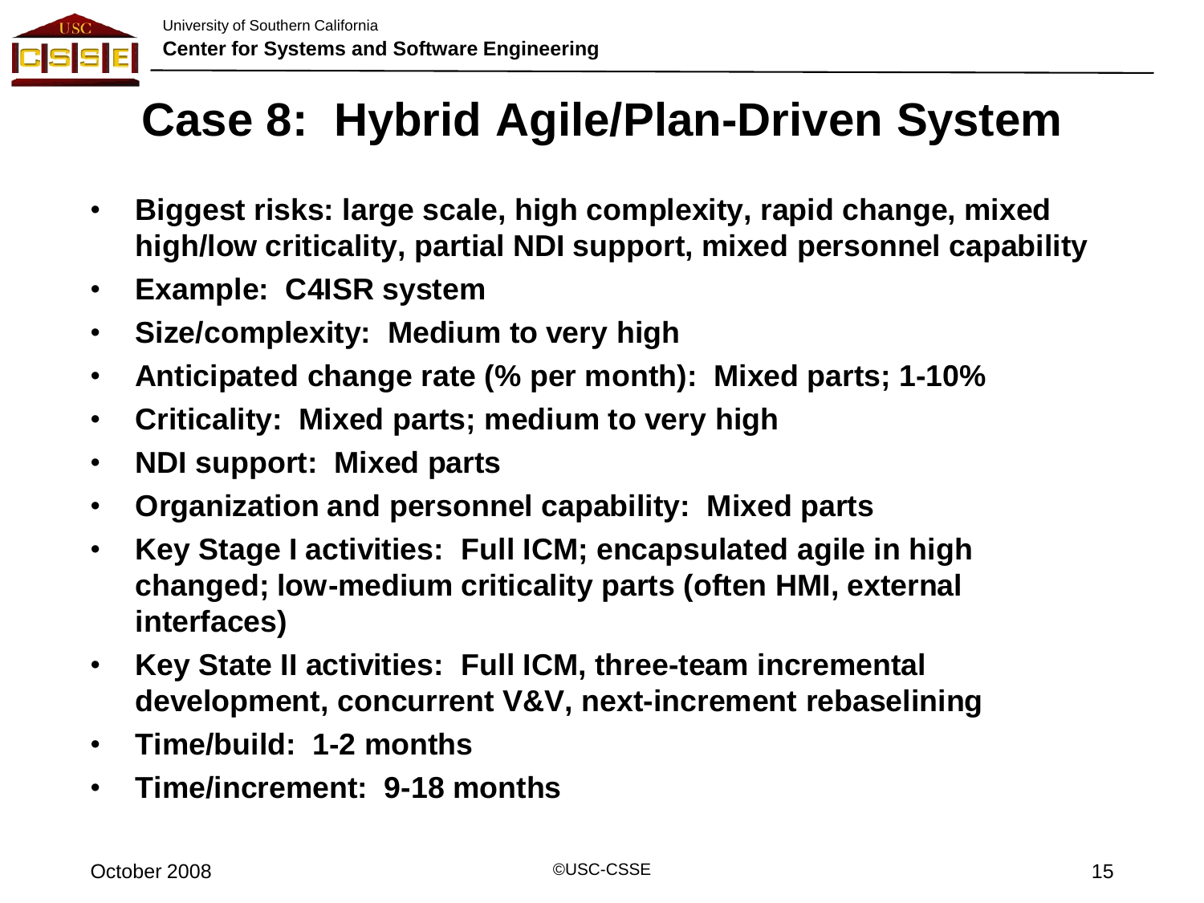# Case 8: Hybrid Agile/Plan-Driven System

- **Biggest risks: large scale, high complexity, rapid change, mixed high/low criticality, partial NDI support, mixed personnel capability**
- **Example: C4ISR system**
- **Size/complexity: Medium to very high**
- **Anticipated change rate (% per month): Mixed parts; 1-10%**
- **Criticality: Mixed parts; medium to very high**
- **NDI support: Mixed parts**
- **Organization and personnel capability: Mixed parts**
- **Key Stage I activities: Full ICM; encapsulated agile in high changed; low-medium criticality parts (often HMI, external interfaces)**
- **Key State II activities: Full ICM, three-team incremental development, concurrent V&V, next-increment rebaselining**
- **Time/build: 1-2 months**
- **Time/increment: 9-18 months**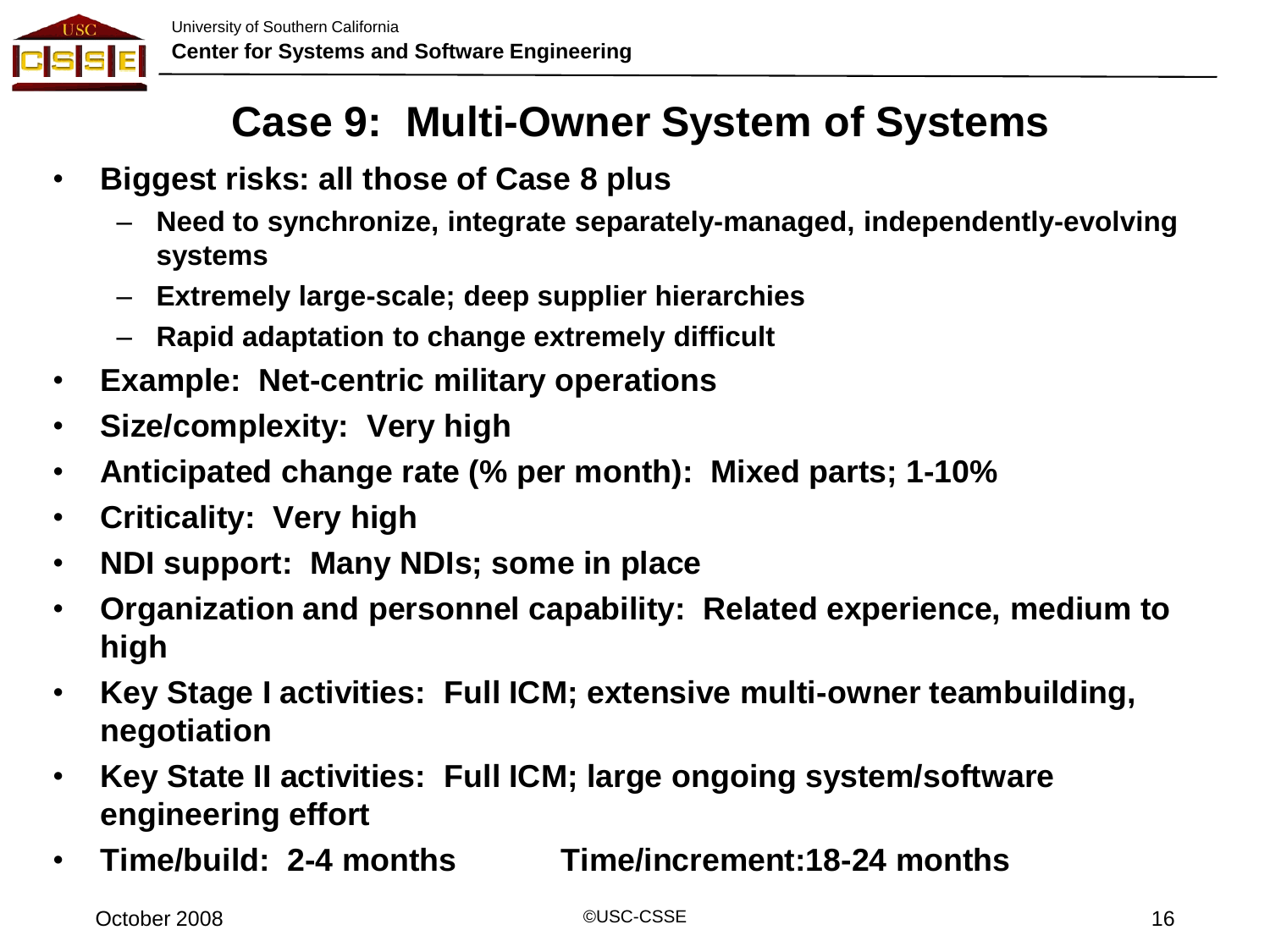# Case 9: Multi-Owner System of Systems

- **Biggest risks: all those of Case 8 plus**
  - **Need to synchronize, integrate separately-managed, independently-evolving systems**
  - **Extremely large-scale; deep supplier hierarchies**
  - **Rapid adaptation to change extremely difficult**
- **Example: Net-centric military operations**
- **Size/complexity: Very high**
- **Anticipated change rate (% per month): Mixed parts; 1-10%**
- **Criticality: Very high**
- **NDI support: Many NDIs; some in place**
- **Organization and personnel capability: Related experience, medium to high**
- **Key Stage I activities: Full ICM; extensive multi-owner teambuilding, negotiation**
- **Key State II activities: Full ICM; large ongoing system/software engineering effort**
- **Time/build: 2-4 months Time/increment:18-24 months**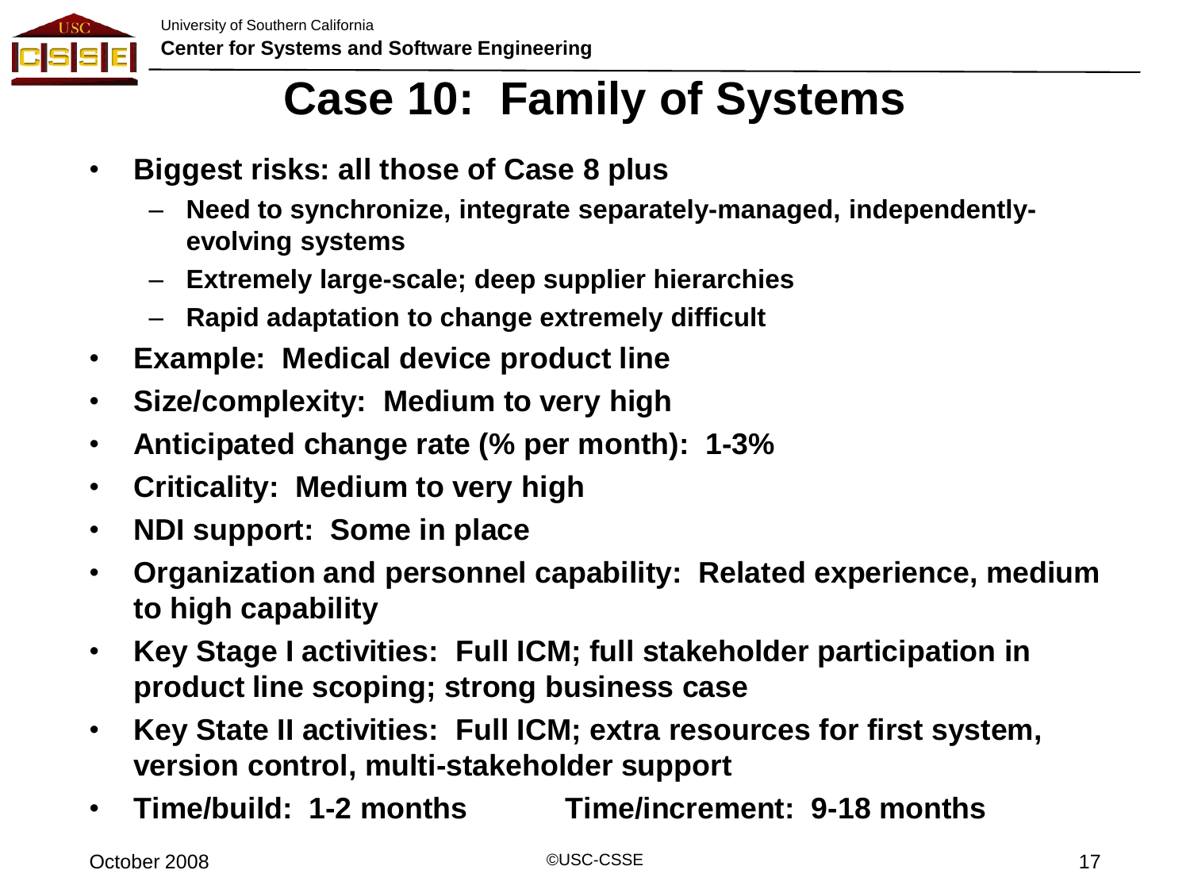# Case 10: Family of Systems

- **Biggest risks: all those of Case 8 plus**
  - **Need to synchronize, integrate separately-managed, independently-evolving systems**
  - **Extremely large-scale; deep supplier hierarchies**
  - **Rapid adaptation to change extremely difficult**
- **Example: Medical device product line**
- **Size/complexity: Medium to very high**
- **Anticipated change rate (% per month): 1-3%**
- **Criticality: Medium to very high**
- **NDI support: Some in place**
- **Organization and personnel capability: Related experience, medium to high capability**
- **Key Stage I activities: Full ICM; full stakeholder participation in product line scoping; strong business case**
- **Key State II activities: Full ICM; extra resources for first system, version control, multi-stakeholder support**
- **Time/build: 1-2 months  Time/increment: 9-18 months**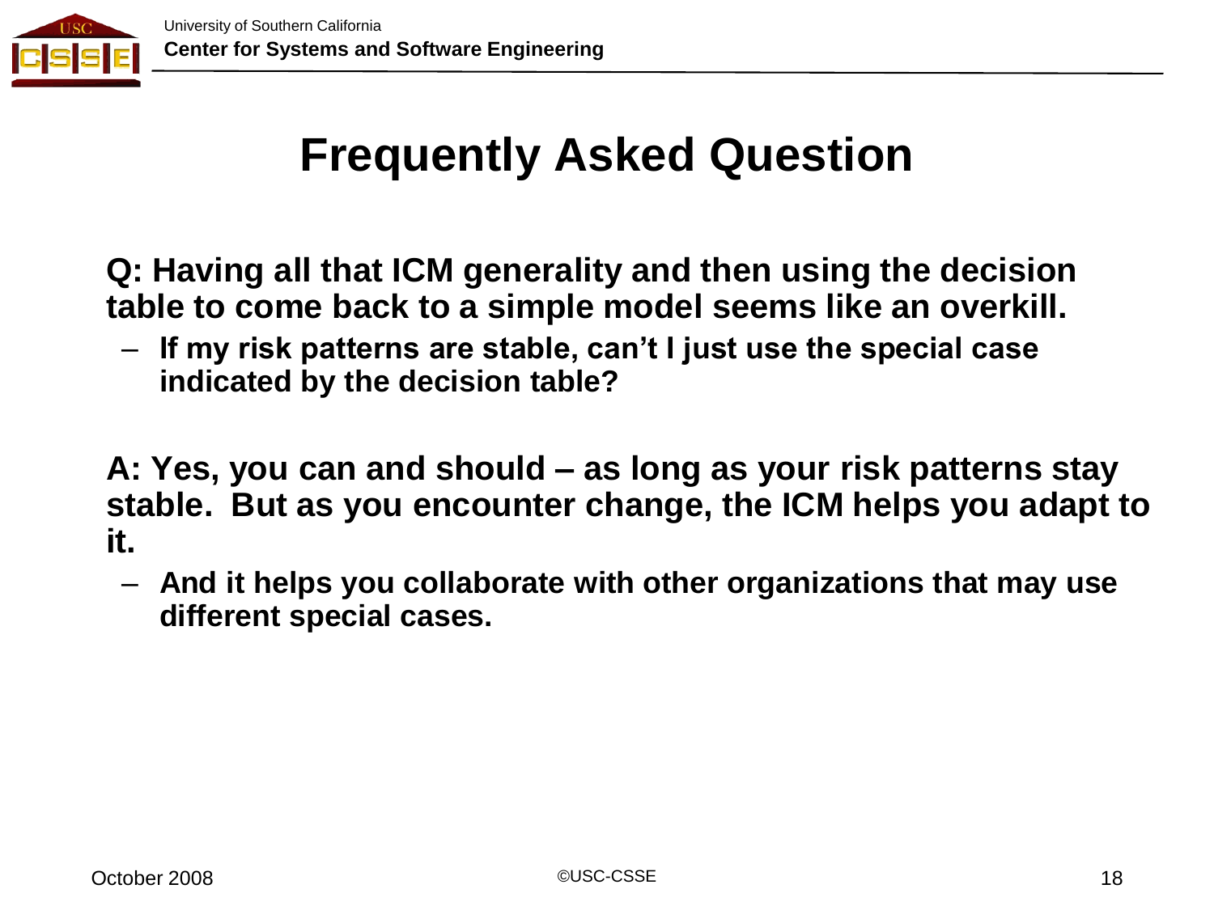# Frequently Asked Question

**Q: Having all that ICM generality and then using the decision table to come back to a simple model seems like an overkill.**

- **If my risk patterns are stable, can't I just use the special case indicated by the decision table?**

**A: Yes, you can and should – as long as your risk patterns stay stable. But as you encounter change, the ICM helps you adapt to it.**

- **And it helps you collaborate with other organizations that may use different special cases.**